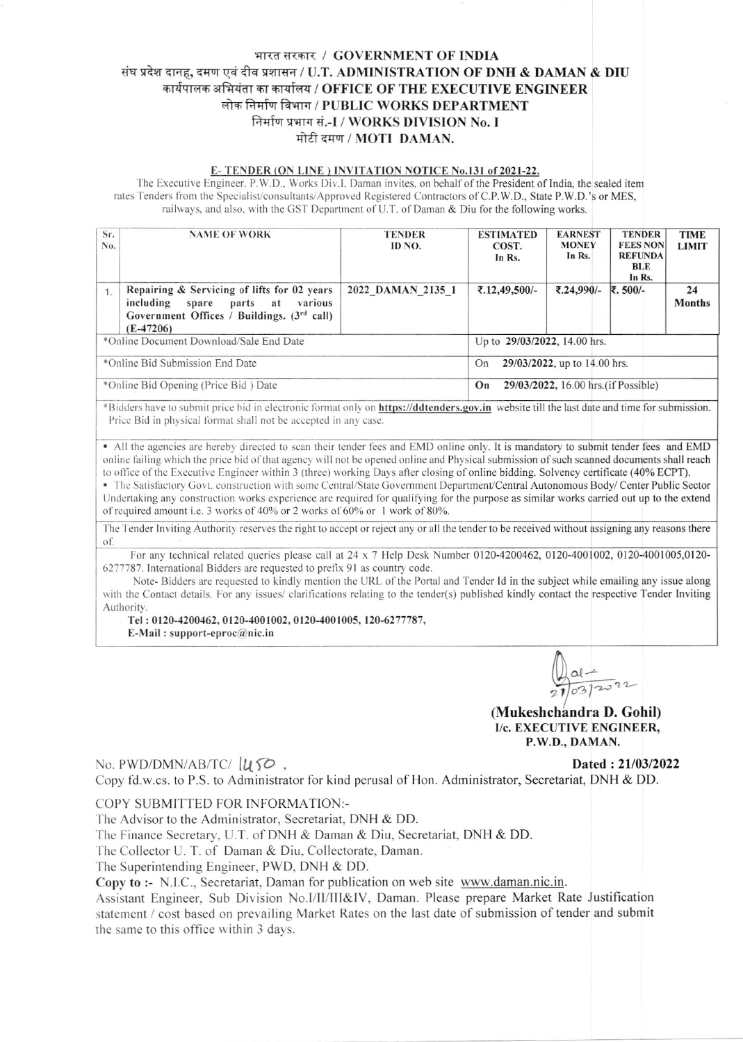# भारत सरकार / GOVERNMENT OF INDIA
## संघ प्रदेश दानह, दमण एवं दीव प्रशासन / U.T. ADMINISTRATION OF DNH & DAMAN & DIU
## कार्यपालक अभियंता का कार्यालय / OFFICE OF THE EXECUTIVE ENGINEER
## लोक निर्माण विभाग / PUBLIC WORKS DEPARTMENT
## निर्माण प्रभाग सं.-I / WORKS DIVISION No. I
## मोटी दमण / MOTI DAMAN.

**E- TENDER (ON LINE ) INVITATION NOTICE No.131 of 2021-22.**

The Executive Engineer, P.W.D., Works Div.I, Daman invites, on behalf of the President of India, the sealed item rates Tenders from the Specialist/consultants/Approved Registered Contractors of C.P.W.D., State P.W.D.'s or MES, railways, and also, with the GST Department of U.T. of Daman & Diu for the following works.

| Sr. No. | NAME OF WORK | TENDER ID NO. | ESTIMATED COST. In Rs. | EARNEST MONEY In Rs. | TENDER FEES NON REFUNDABLE In Rs. | TIME LIMIT |
|---|---|---|---|---|---|---|
| 1. | Repairing & Servicing of lifts for 02 years including spare parts at various Government Offices / Buildings. (3rd call) (E-47206) | 2022_DAMAN_2135_1 | ₹.12,49,500/- | ₹.24,990/- | ₹. 500/- | 24 Months |
| *Online Document Download/Sale End Date | | | Up to **29/03/2022, 14.00** hrs. | | | |
| *Online Bid Submission End Date | | | On **29/03/2022,** up to 14.00 hrs. | | | |
| *Online Bid Opening (Price Bid ) Date | | | **On 29/03/2022,** 16.00 hrs.(if Possible) | | | |

*Bidders have to submit price bid in electronic format only on **https://ddtenders.gov.in** website till the last date and time for submission. Price Bid in physical format shall not be accepted in any case.

- All the agencies are hereby directed to scan their tender fees and EMD online only. It is mandatory to submit tender fees and EMD online failing which the price bid of that agency will not be opened online and Physical submission of such scanned documents shall reach to office of the Executive Engineer within 3 (three) working Days after closing of online bidding. Solvency certificate (40% ECPT).
- The Satisfactory Govt. construction with some Central/State Government Department/Central Autonomous Body/ Center Public Sector Undertaking any construction works experience are required for qualifying for the purpose as similar works carried out up to the extend of required amount i.e. 3 works of 40% or 2 works of 60% or 1 work of 80%.

The Tender Inviting Authority reserves the right to accept or reject any or all the tender to be received without assigning any reasons there of.

For any technical related queries please call at 24 x 7 Help Desk Number 0120-4200462, 0120-4001002, 0120-4001005,0120-6277787. International Bidders are requested to prefix 91 as country code.

Note- Bidders are requested to kindly mention the URL of the Portal and Tender Id in the subject while emailing any issue along with the Contact details. For any issues/ clarifications relating to the tender(s) published kindly contact the respective Tender Inviting Authority.

**Tel : 0120-4200462, 0120-4001002, 0120-4001005, 120-6277787,**
**E-Mail : support-eproc@nic.in**

21/03/2022

**(Mukeshchandra D. Gohil)**
**I/c. EXECUTIVE ENGINEER,**
**P.W.D., DAMAN.**

No. PWD/DMN/AB/TC/ 1450 , **Dated : 21/03/2022**

Copy fd.w.cs. to P.S. to Administrator for kind perusal of Hon. Administrator, Secretariat, DNH & DD.

COPY SUBMITTED FOR INFORMATION:-

The Advisor to the Administrator, Secretariat, DNH & DD.
The Finance Secretary, U.T. of DNH & Daman & Diu, Secretariat, DNH & DD.
The Collector U. T. of Daman & Diu, Collectorate, Daman.
The Superintending Engineer, PWD, DNH & DD.
**Copy to :-** N.I.C., Secretariat, Daman for publication on web site www.daman.nic.in.
Assistant Engineer, Sub Division No.I/II/III&IV, Daman. Please prepare Market Rate Justification statement / cost based on prevailing Market Rates on the last date of submission of tender and submit the same to this office within 3 days.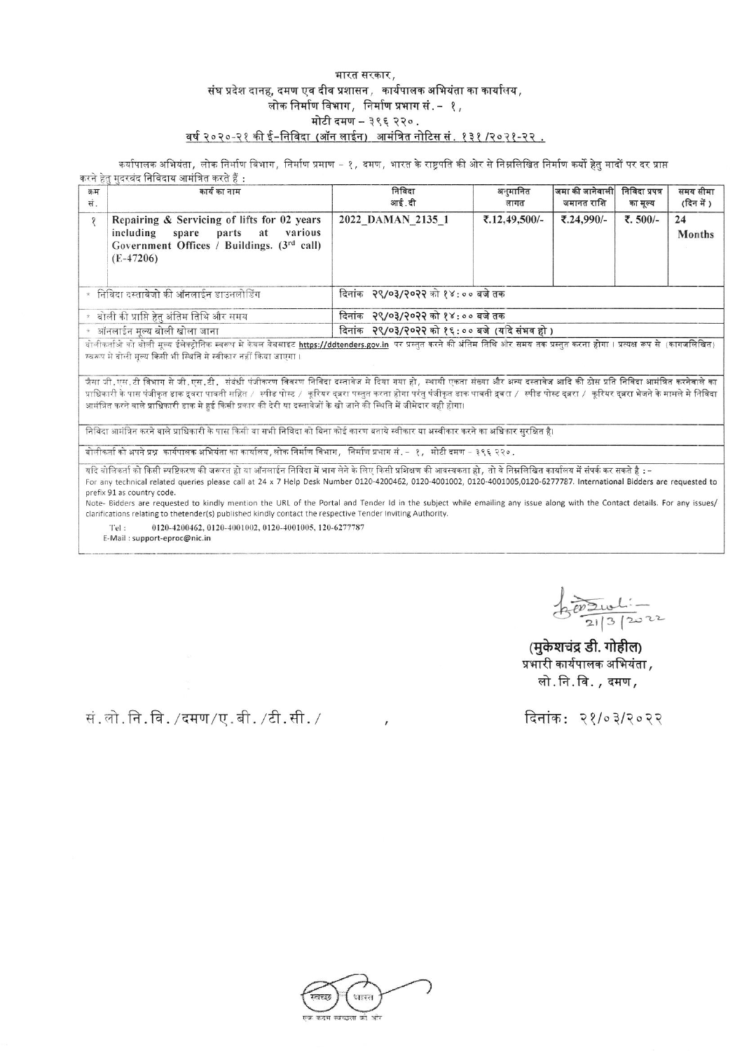भारत सरकार,

संघ प्रदेश दानह, दमण एव दीव प्रशासन, कार्यपालक अभियंता का कार्यालय,

लोक निर्माण विभाग, निर्माण प्रभाग सं. - १,

मोटी दमण – ३९६ २२०.

**वर्ष २०२०-२१ की ई-निविदा (ऑन लाईन) आमंत्रित नोटिस सं. १३१ /२०२१-२२ .**

कार्यपालक अभियंता, लोक निर्माण विभाग, निर्माण प्रभाग - १, दमण, भारत के राष्ट्रपति की ओर से निम्नलिखित निर्माण कार्यों हेतु मादों पर दर प्राप्त करने हेतु मुहरबंद निविदाय आमंत्रित करते हैं :

| क्रम सं. | कार्य का नाम | निविदा आई.डी | अनुमानित लागत | जमा की जानेवाली जमानत राशि | निविदा प्रपत्र का मूल्य | समय सीमा (दिन में) |
|---|---|---|---|---|---|---|
| १ | Repairing & Servicing of lifts for 02 years including spare parts at various Government Offices / Buildings. (3rd call) (E-47206) | 2022_DAMAN_2135_1 | ₹.12,49,500/- | ₹.24,990/- | ₹. 500/- | 24 Months |
| * निविदा दस्तावेजो की ऑनलाईन डाउनलोडिंग | | दिनांक २९/०३/२०२२ को १४:०० बजे तक | | | | |
| * बोली की प्राप्ति हेतु अंतिम तिथि और समय | | दिनांक २९/०३/२०२२ को १४:०० बजे तक | | | | |
| * ऑनलाईन मूल्य बोली खोला जाना | | दिनांक २९/०३/२०२२ को १६:०० बजे (यदि संभव हो) | | | | |

बोलीकर्ताओं को बोली मूल्य ईलेक्ट्रोनिक स्वरूप में केवल वेबसाइट **https://ddtenders.gov.in** पर प्रस्तुत करने की अंतिम तिथि और समय तक प्रस्तुत करना होगा। प्रत्यक्ष रूप से (कागजलिखित) स्वरूप में बोली मूल्य किसी भी स्थिति में स्वीकार नहीं किया जाएगा।

जैसा जी.एस.टी विभाग से जी.एस.टी. संबंधी पंजीकरण विवरण निविदा दस्तावेज में दिया गया हो, स्थायी एकता संख्या और अन्य दस्तावेज आदि की ठोस प्रति निविदा आमंत्रित करनेवाले का प्राधिकारी के पास पंजीकृत डाक द्वारा पावती सहित / स्पीड पोस्ट / कूरियर द्वारा प्रस्तुत करना होगा परंतु पंजीकृत डाक पावती द्वारा / स्पीड पोस्ट द्वारा / कूरियर द्वारा भेजने के मामले में निविदा आमंत्रित करने वाले प्राधिकारी डाक में हुई किसी प्रकार की देरी या दस्तावेजों के खो जाने की स्थिति में जीमेदार नहीं होगा।

निविदा आमंत्रित करने वाले प्राधिकारी के पास किसी या सभी निविदा को बिना कोई कारण बताये स्वीकार या अस्वीकार करने का अधिकार सुरक्षित है।

बोलीकर्ता को अपने प्रश्न कार्यपालक अभियंता का कार्यालय, लोक निर्माण विभाग, निर्माण प्रभाग सं. - १, मोटी दमण - ३९६ २२०.

यदि बोलीकर्ता को किसी स्पष्टिकरण की जरूरत हो या ऑनलाईन निविदा में भाग लेने के लिए किसी प्रशिक्षण की आवश्यकता हो, तो वे निम्नलिखित कार्यालय में संपर्क कर सकते है :-

For any technical related queries please call at 24 x 7 Help Desk Number 0120-4200462, 0120-4001002, 0120-4001005,0120-6277787. International Bidders are requested to prefix 91 as country code.

Note- Bidders are requested to kindly mention the URL of the Portal and Tender Id in the subject while emailing any issue along with the Contact details. For any issues/ clarifications relating to thetender(s) published kindly contact the respective Tender Inviting Authority.

Tel : 0120-4200462, 0120-4001002, 0120-4001005, 120-6277787

E-Mail : support-eproc@nic.in

21/3/2022

**(मुकेशचंद्र डी. गोहील)**

प्रभारी कार्यपालक अभियंता,

लो.नि.वि., दमण,

सं.लो.नि.वि./दमण/ए.बी./टी.सी./ ,

दिनांक: २१/०३/२०२२

स्वच्छ भारत

एक कदम स्वच्छता की ओर